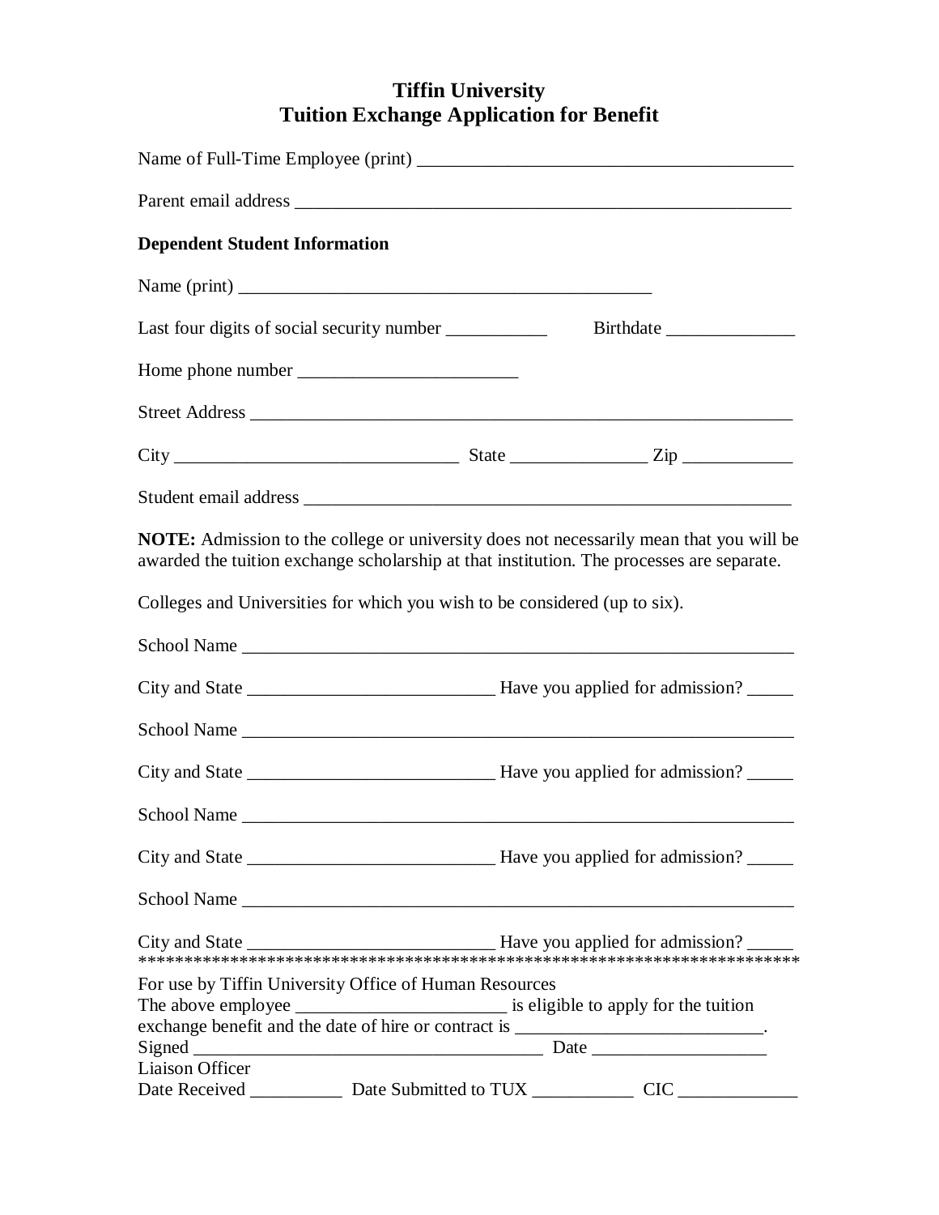# Tiffin University
## Tuition Exchange Application for Benefit

Name of Full-Time Employee (print) ________________________________________

Parent email address ________________________________________________________

**Dependent Student Information**

Name (print) ______________________________________________

Last four digits of social security number ___________ Birthdate ______________

Home phone number ________________________

Street Address ______________________________________________________________

City _______________________________ State _______________ Zip ____________

Student email address _______________________________________________________

**NOTE:** Admission to the college or university does not necessarily mean that you will be awarded the tuition exchange scholarship at that institution. The processes are separate.

Colleges and Universities for which you wish to be considered (up to six).

School Name _________________________________________________________________

City and State ___________________________ Have you applied for admission? _____

School Name _________________________________________________________________

City and State ___________________________ Have you applied for admission? _____

School Name _________________________________________________________________

City and State ___________________________ Have you applied for admission? _____

School Name _________________________________________________________________

City and State ___________________________ Have you applied for admission? _____

**************************************************************************

For use by Tiffin University Office of Human Resources
The above employee _______________________ is eligible to apply for the tuition exchange benefit and the date of hire or contract is ___________________________.
Signed ______________________________________ Date ___________________
Liaison Officer
Date Received __________ Date Submitted to TUX ___________ CIC _____________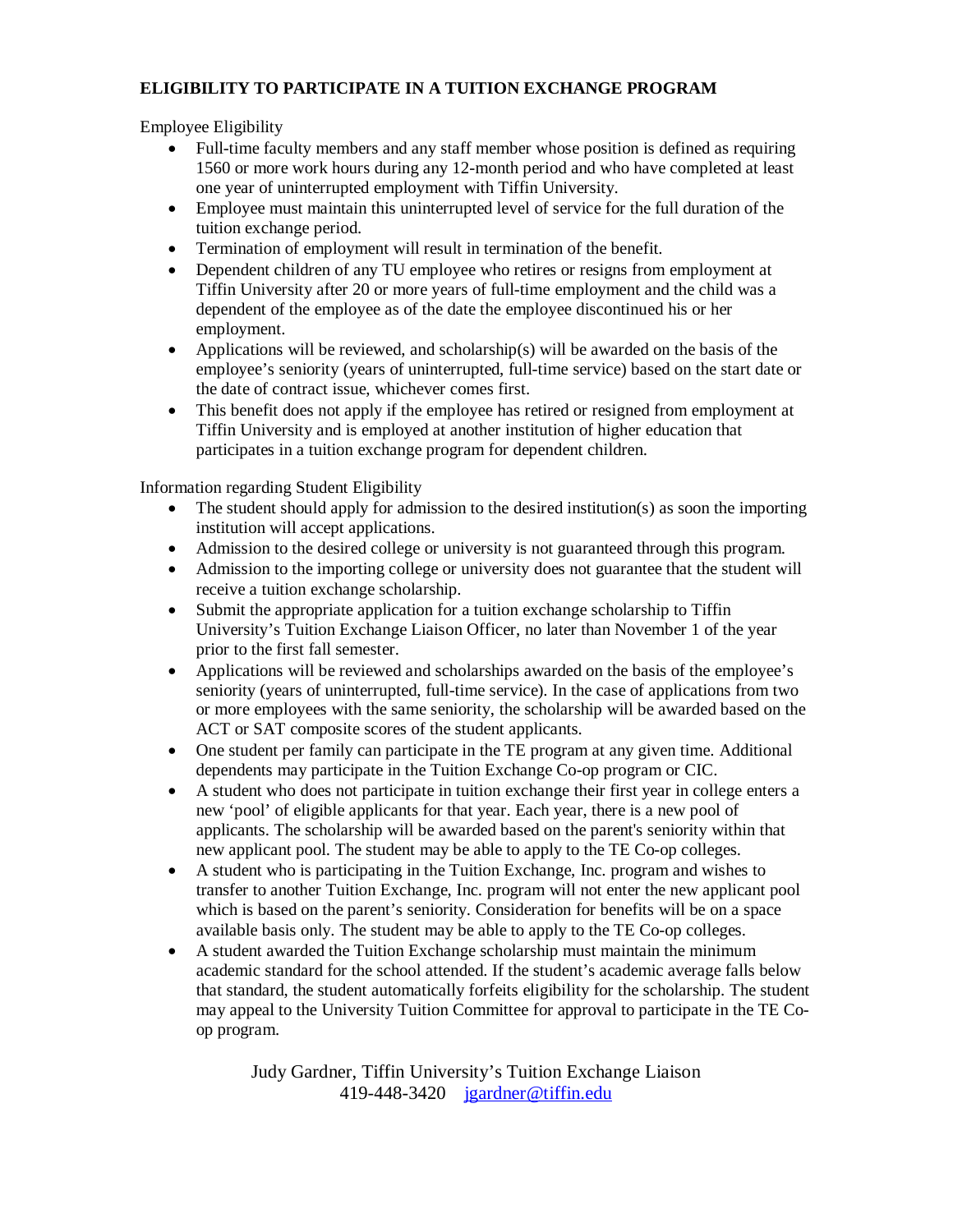**ELIGIBILITY TO PARTICIPATE IN A TUITION EXCHANGE PROGRAM**

Employee Eligibility

- Full-time faculty members and any staff member whose position is defined as requiring 1560 or more work hours during any 12-month period and who have completed at least one year of uninterrupted employment with Tiffin University.
- Employee must maintain this uninterrupted level of service for the full duration of the tuition exchange period.
- Termination of employment will result in termination of the benefit.
- Dependent children of any TU employee who retires or resigns from employment at Tiffin University after 20 or more years of full-time employment and the child was a dependent of the employee as of the date the employee discontinued his or her employment.
- Applications will be reviewed, and scholarship(s) will be awarded on the basis of the employee's seniority (years of uninterrupted, full-time service) based on the start date or the date of contract issue, whichever comes first.
- This benefit does not apply if the employee has retired or resigned from employment at Tiffin University and is employed at another institution of higher education that participates in a tuition exchange program for dependent children.

Information regarding Student Eligibility

- The student should apply for admission to the desired institution(s) as soon the importing institution will accept applications.
- Admission to the desired college or university is not guaranteed through this program.
- Admission to the importing college or university does not guarantee that the student will receive a tuition exchange scholarship.
- Submit the appropriate application for a tuition exchange scholarship to Tiffin University's Tuition Exchange Liaison Officer, no later than November 1 of the year prior to the first fall semester.
- Applications will be reviewed and scholarships awarded on the basis of the employee's seniority (years of uninterrupted, full-time service). In the case of applications from two or more employees with the same seniority, the scholarship will be awarded based on the ACT or SAT composite scores of the student applicants.
- One student per family can participate in the TE program at any given time. Additional dependents may participate in the Tuition Exchange Co-op program or CIC.
- A student who does not participate in tuition exchange their first year in college enters a new 'pool' of eligible applicants for that year. Each year, there is a new pool of applicants. The scholarship will be awarded based on the parent's seniority within that new applicant pool. The student may be able to apply to the TE Co-op colleges.
- A student who is participating in the Tuition Exchange, Inc. program and wishes to transfer to another Tuition Exchange, Inc. program will not enter the new applicant pool which is based on the parent's seniority. Consideration for benefits will be on a space available basis only. The student may be able to apply to the TE Co-op colleges.
- A student awarded the Tuition Exchange scholarship must maintain the minimum academic standard for the school attended. If the student's academic average falls below that standard, the student automatically forfeits eligibility for the scholarship. The student may appeal to the University Tuition Committee for approval to participate in the TE Co-op program.

Judy Gardner, Tiffin University's Tuition Exchange Liaison
419-448-3420 jgardner@tiffin.edu